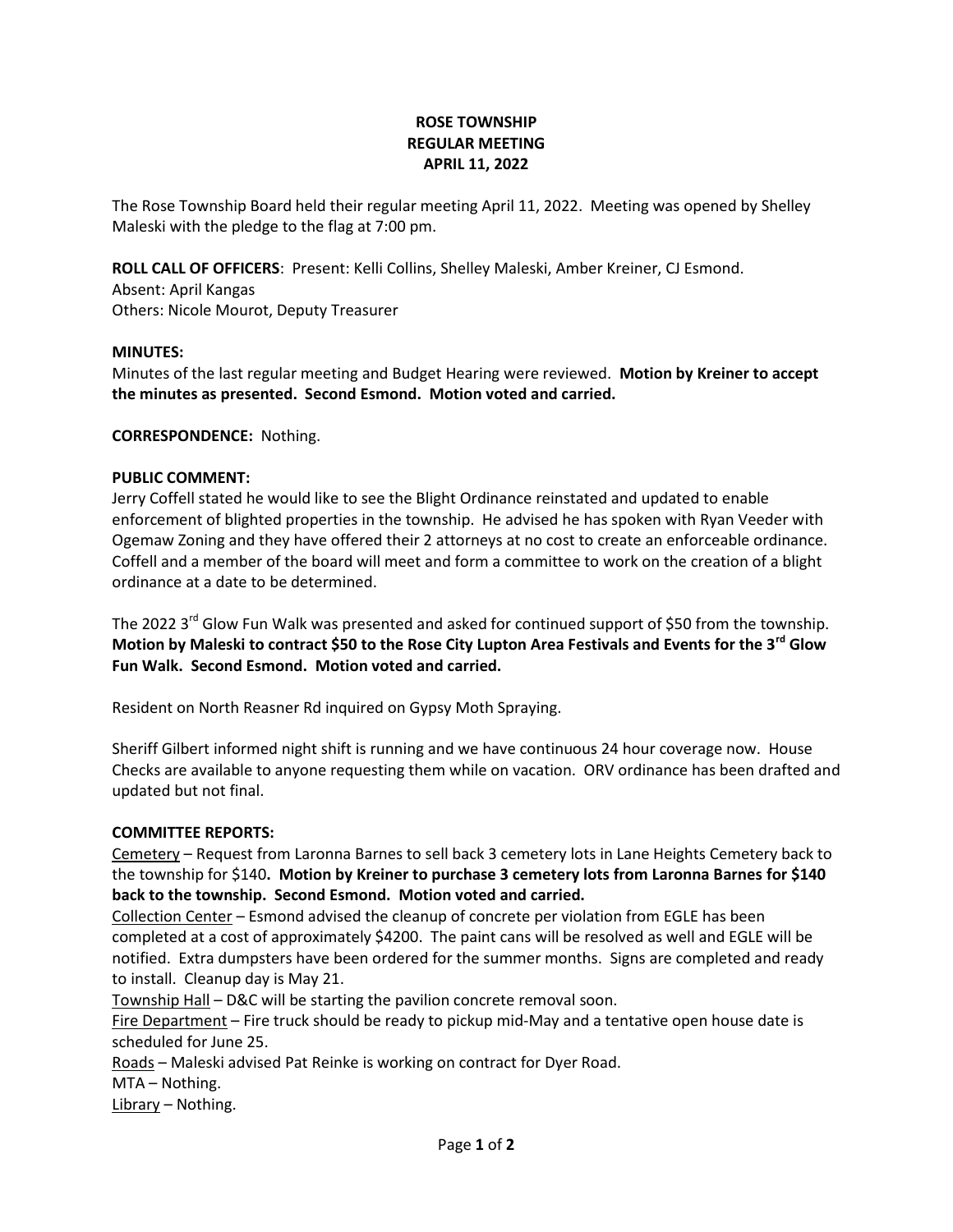# ROSE TOWNSHIP
## REGULAR MEETING
## APRIL 11, 2022

The Rose Township Board held their regular meeting April 11, 2022. Meeting was opened by Shelley Maleski with the pledge to the flag at 7:00 pm.

**ROLL CALL OF OFFICERS**: Present: Kelli Collins, Shelley Maleski, Amber Kreiner, CJ Esmond.
Absent: April Kangas
Others: Nicole Mourot, Deputy Treasurer

**MINUTES:**
Minutes of the last regular meeting and Budget Hearing were reviewed. **Motion by Kreiner to accept the minutes as presented. Second Esmond. Motion voted and carried.**

**CORRESPONDENCE:** Nothing.

**PUBLIC COMMENT:**
Jerry Coffell stated he would like to see the Blight Ordinance reinstated and updated to enable enforcement of blighted properties in the township. He advised he has spoken with Ryan Veeder with Ogemaw Zoning and they have offered their 2 attorneys at no cost to create an enforceable ordinance. Coffell and a member of the board will meet and form a committee to work on the creation of a blight ordinance at a date to be determined.

The 2022 3rd Glow Fun Walk was presented and asked for continued support of $50 from the township. **Motion by Maleski to contract $50 to the Rose City Lupton Area Festivals and Events for the 3rd Glow Fun Walk. Second Esmond. Motion voted and carried.**

Resident on North Reasner Rd inquired on Gypsy Moth Spraying.

Sheriff Gilbert informed night shift is running and we have continuous 24 hour coverage now. House Checks are available to anyone requesting them while on vacation. ORV ordinance has been drafted and updated but not final.

**COMMITTEE REPORTS:**
Cemetery – Request from Laronna Barnes to sell back 3 cemetery lots in Lane Heights Cemetery back to the township for $140**. Motion by Kreiner to purchase 3 cemetery lots from Laronna Barnes for $140 back to the township. Second Esmond. Motion voted and carried.**
Collection Center – Esmond advised the cleanup of concrete per violation from EGLE has been completed at a cost of approximately $4200. The paint cans will be resolved as well and EGLE will be notified. Extra dumpsters have been ordered for the summer months. Signs are completed and ready to install. Cleanup day is May 21.
Township Hall – D&C will be starting the pavilion concrete removal soon.
Fire Department – Fire truck should be ready to pickup mid-May and a tentative open house date is scheduled for June 25.
Roads – Maleski advised Pat Reinke is working on contract for Dyer Road.
MTA – Nothing.
Library – Nothing.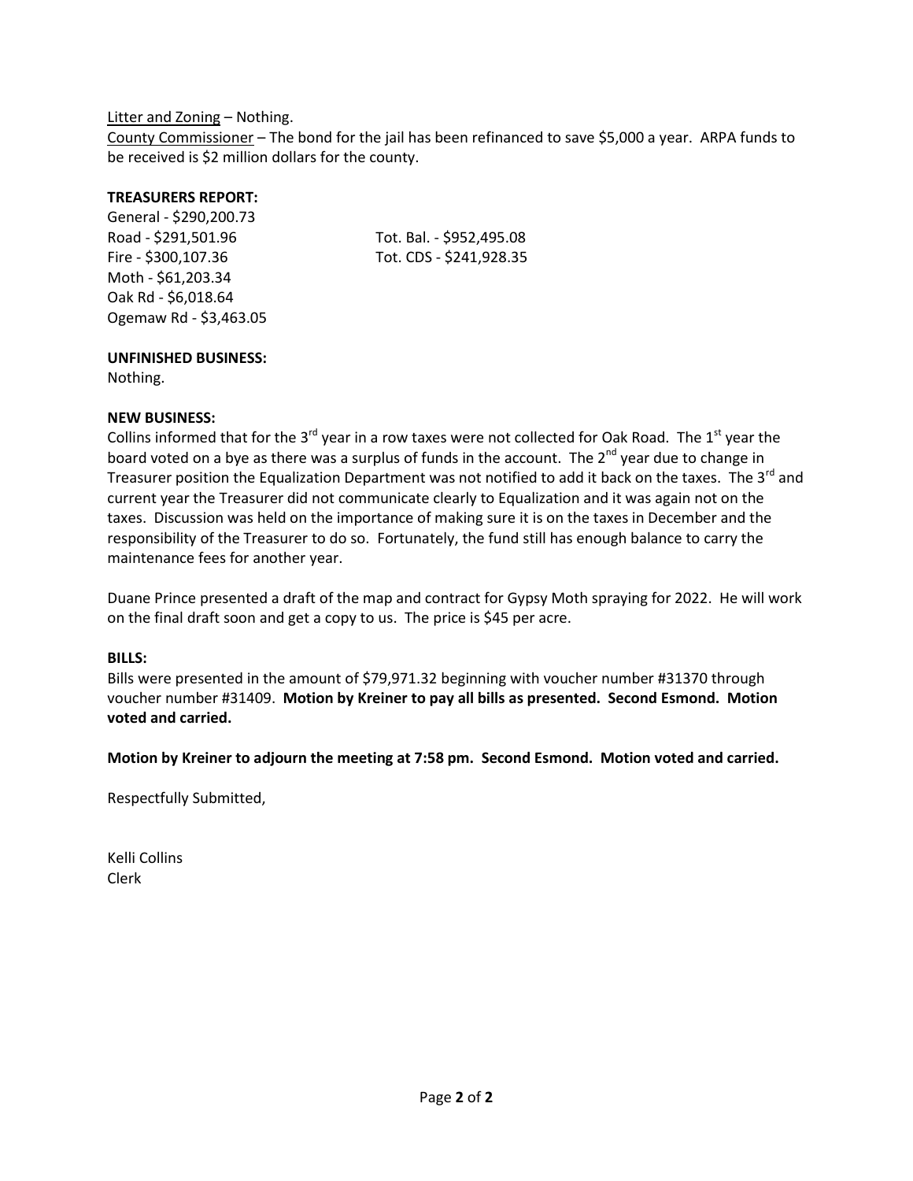<u>Litter and Zoning</u> – Nothing.
<u>County Commissioner</u> – The bond for the jail has been refinanced to save $5,000 a year. ARPA funds to be received is $2 million dollars for the county.

**TREASURERS REPORT:**

General - $290,200.73
Road - $291,501.96
Fire - $300,107.36
Moth - $61,203.34
Oak Rd - $6,018.64
Ogemaw Rd - $3,463.05

Tot. Bal. - $952,495.08
Tot. CDS - $241,928.35

**UNFINISHED BUSINESS:**

Nothing.

**NEW BUSINESS:**

Collins informed that for the 3rd year in a row taxes were not collected for Oak Road. The 1st year the board voted on a bye as there was a surplus of funds in the account. The 2nd year due to change in Treasurer position the Equalization Department was not notified to add it back on the taxes. The 3rd and current year the Treasurer did not communicate clearly to Equalization and it was again not on the taxes. Discussion was held on the importance of making sure it is on the taxes in December and the responsibility of the Treasurer to do so. Fortunately, the fund still has enough balance to carry the maintenance fees for another year.

Duane Prince presented a draft of the map and contract for Gypsy Moth spraying for 2022. He will work on the final draft soon and get a copy to us. The price is $45 per acre.

**BILLS:**

Bills were presented in the amount of $79,971.32 beginning with voucher number #31370 through voucher number #31409. **Motion by Kreiner to pay all bills as presented. Second Esmond. Motion voted and carried.**

**Motion by Kreiner to adjourn the meeting at 7:58 pm. Second Esmond. Motion voted and carried.**

Respectfully Submitted,

Kelli Collins
Clerk